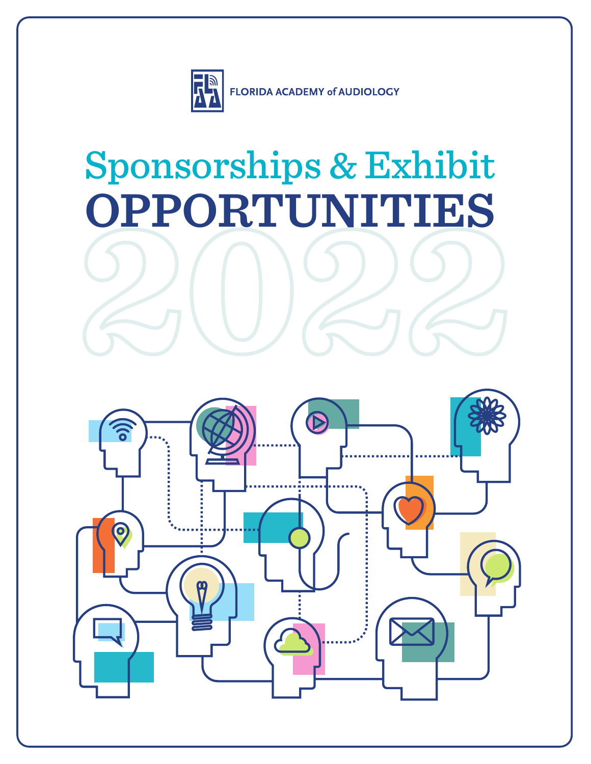FLORIDA ACADEMY of AUDIOLOGY

# Sponsorships & Exhibit OPPORTUNITIES

# 2022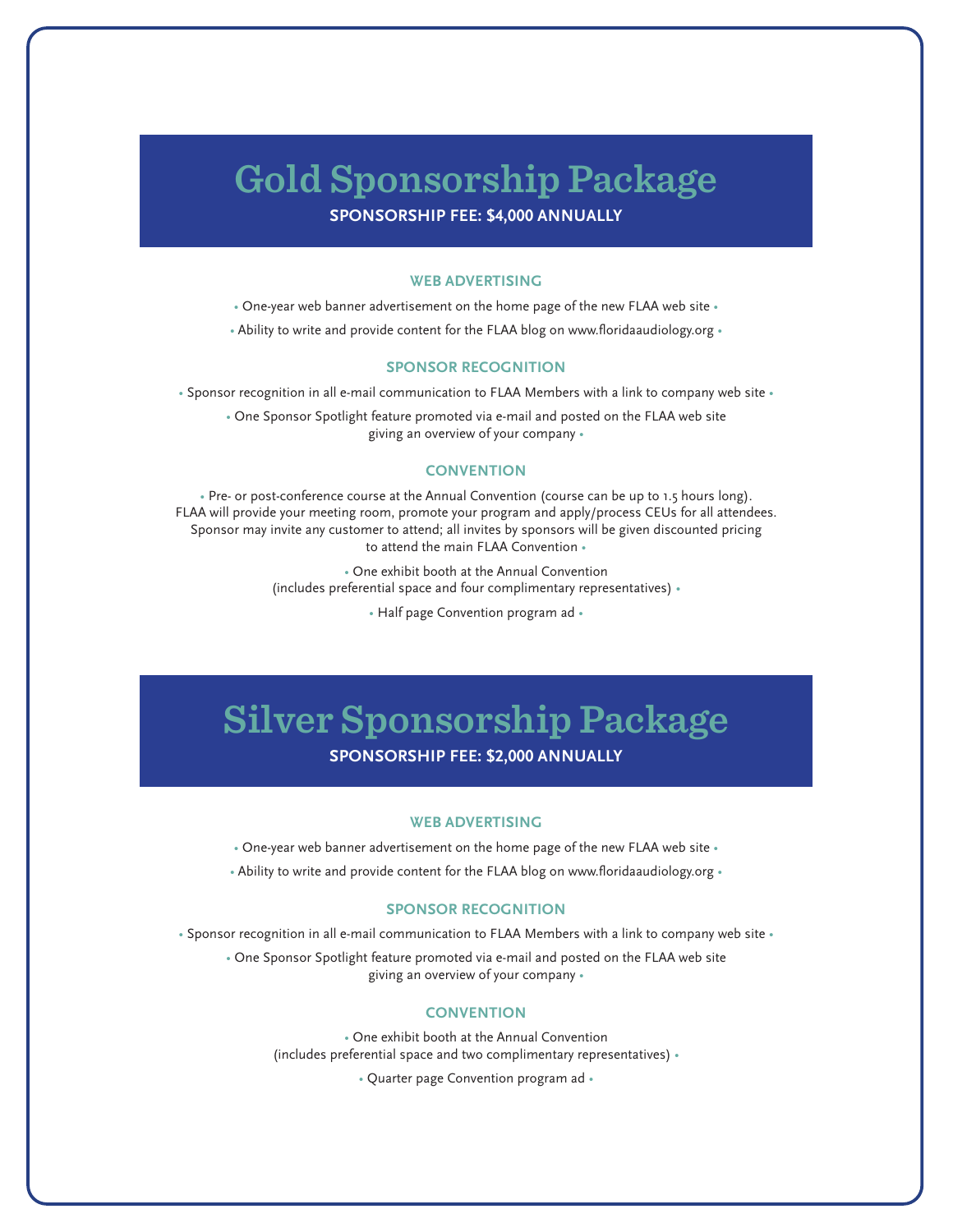# Gold Sponsorship Package

**SPONSORSHIP FEE: $4,000 ANNUALLY**

### WEB ADVERTISING

- One-year web banner advertisement on the home page of the new FLAA web site
- Ability to write and provide content for the FLAA blog on www.floridaaudiology.org

### SPONSOR RECOGNITION

- Sponsor recognition in all e-mail communication to FLAA Members with a link to company web site
- One Sponsor Spotlight feature promoted via e-mail and posted on the FLAA web site giving an overview of your company

### CONVENTION

- Pre- or post-conference course at the Annual Convention (course can be up to 1.5 hours long). FLAA will provide your meeting room, promote your program and apply/process CEUs for all attendees. Sponsor may invite any customer to attend; all invites by sponsors will be given discounted pricing to attend the main FLAA Convention
- One exhibit booth at the Annual Convention (includes preferential space and four complimentary representatives)
- Half page Convention program ad

# Silver Sponsorship Package

**SPONSORSHIP FEE: $2,000 ANNUALLY**

### WEB ADVERTISING

- One-year web banner advertisement on the home page of the new FLAA web site
- Ability to write and provide content for the FLAA blog on www.floridaaudiology.org

### SPONSOR RECOGNITION

- Sponsor recognition in all e-mail communication to FLAA Members with a link to company web site
- One Sponsor Spotlight feature promoted via e-mail and posted on the FLAA web site giving an overview of your company

### CONVENTION

- One exhibit booth at the Annual Convention (includes preferential space and two complimentary representatives)
- Quarter page Convention program ad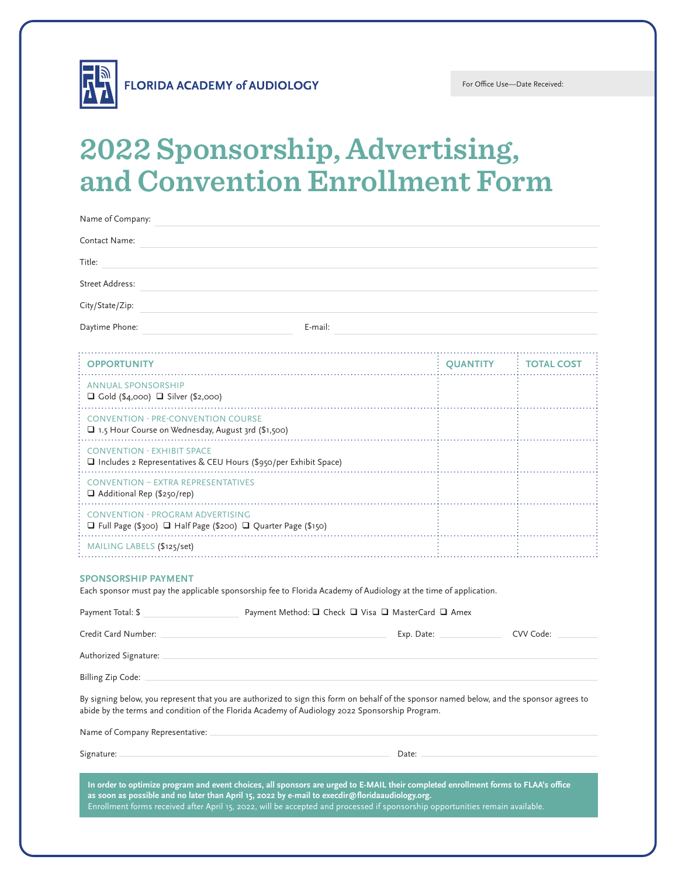FLORIDA ACADEMY of AUDIOLOGY

For Office Use—Date Received:

# 2022 Sponsorship, Advertising, and Convention Enrollment Form

Name of Company:

Contact Name:

Title:

Street Address:

City/State/Zip:

Daytime Phone: E-mail:

| OPPORTUNITY | QUANTITY | TOTAL COST |
|---|---|---|
| ANNUAL SPONSORSHIP<br>❑ Gold ($4,000) ❑ Silver ($2,000) | | |
| CONVENTION - PRE-CONVENTION COURSE<br>❑ 1.5 Hour Course on Wednesday, August 3rd ($1,500) | | |
| CONVENTION - EXHIBIT SPACE<br>❑ Includes 2 Representatives & CEU Hours ($950/per Exhibit Space) | | |
| CONVENTION – EXTRA REPRESENTATIVES<br>❑ Additional Rep ($250/rep) | | |
| CONVENTION - PROGRAM ADVERTISING<br>❑ Full Page ($300) ❑ Half Page ($200) ❑ Quarter Page ($150) | | |
| MAILING LABELS ($125/set) | | |

## SPONSORSHIP PAYMENT

Each sponsor must pay the applicable sponsorship fee to Florida Academy of Audiology at the time of application.

Payment Total: $ Payment Method: ❑ Check ❑ Visa ❑ MasterCard ❑ Amex

Credit Card Number: Exp. Date: CVV Code:

Authorized Signature:

Billing Zip Code:

By signing below, you represent that you are authorized to sign this form on behalf of the sponsor named below, and the sponsor agrees to abide by the terms and condition of the Florida Academy of Audiology 2022 Sponsorship Program.

Name of Company Representative:

Signature: Date:

**In order to optimize program and event choices, all sponsors are urged to E-MAIL their completed enrollment forms to FLAA's office as soon as possible and no later than April 15, 2022 by e-mail to execdir@floridaaudiology.org.**
Enrollment forms received after April 15, 2022, will be accepted and processed if sponsorship opportunities remain available.